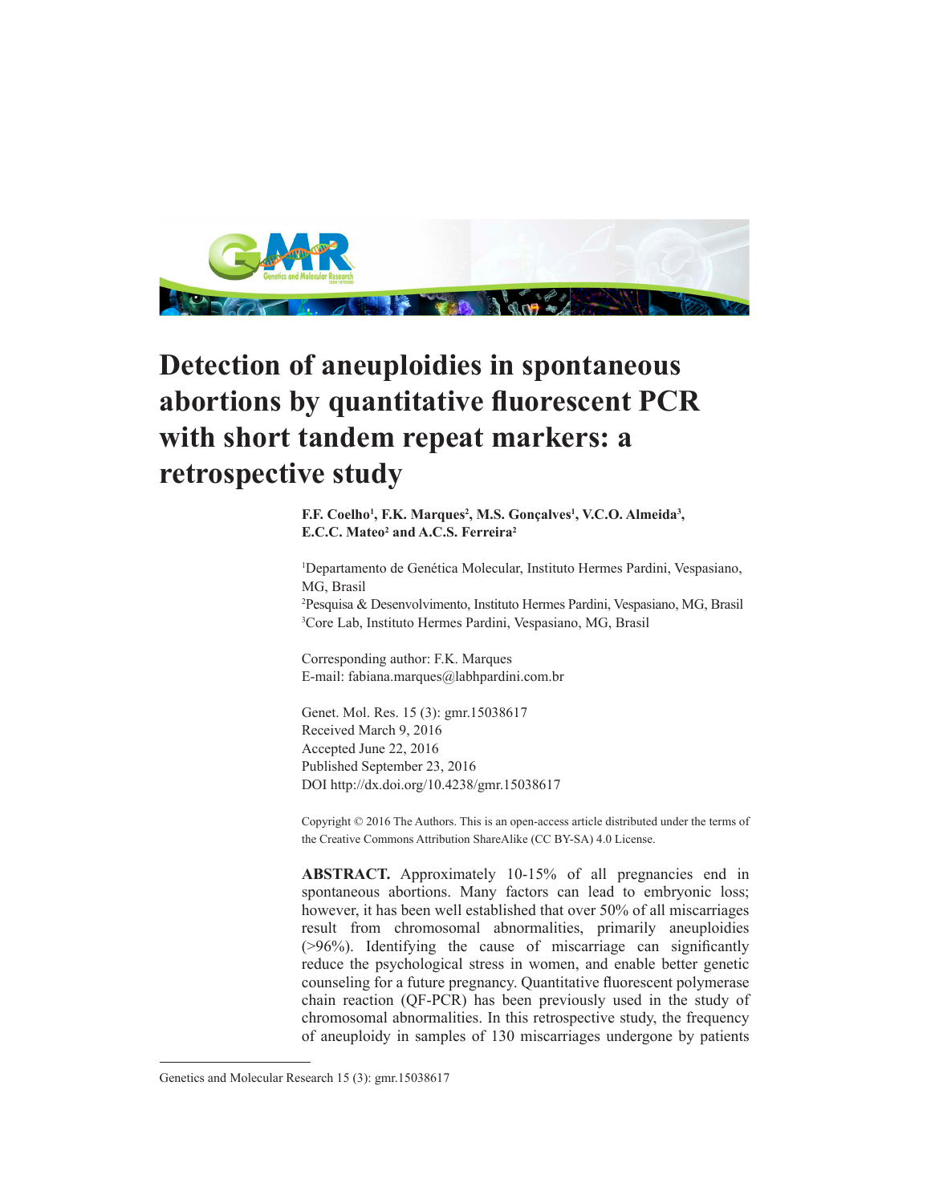# Detection of aneuploidies in spontaneous abortions by quantitative fluorescent PCR with short tandem repeat markers: a retrospective study

**F.F. Coelho[1], F.K. Marques[2], M.S. Gonçalves[1], V.C.O. Almeida[3], E.C.C. Mateo[2] and A.C.S. Ferreira[2]**

[1]Departamento de Genética Molecular, Instituto Hermes Pardini, Vespasiano, MG, Brasil
[2]Pesquisa & Desenvolvimento, Instituto Hermes Pardini, Vespasiano, MG, Brasil
[3]Core Lab, Instituto Hermes Pardini, Vespasiano, MG, Brasil

Corresponding author: F.K. Marques
E-mail: fabiana.marques@labhpardini.com.br

Genet. Mol. Res. 15 (3): gmr.15038617
Received March 9, 2016
Accepted June 22, 2016
Published September 23, 2016
DOI http://dx.doi.org/10.4238/gmr.15038617

Copyright © 2016 The Authors. This is an open-access article distributed under the terms of the Creative Commons Attribution ShareAlike (CC BY-SA) 4.0 License.

**ABSTRACT.** Approximately 10-15% of all pregnancies end in spontaneous abortions. Many factors can lead to embryonic loss; however, it has been well established that over 50% of all miscarriages result from chromosomal abnormalities, primarily aneuploidies (>96%). Identifying the cause of miscarriage can significantly reduce the psychological stress in women, and enable better genetic counseling for a future pregnancy. Quantitative fluorescent polymerase chain reaction (QF-PCR) has been previously used in the study of chromosomal abnormalities. In this retrospective study, the frequency of aneuploidy in samples of 130 miscarriages undergone by patients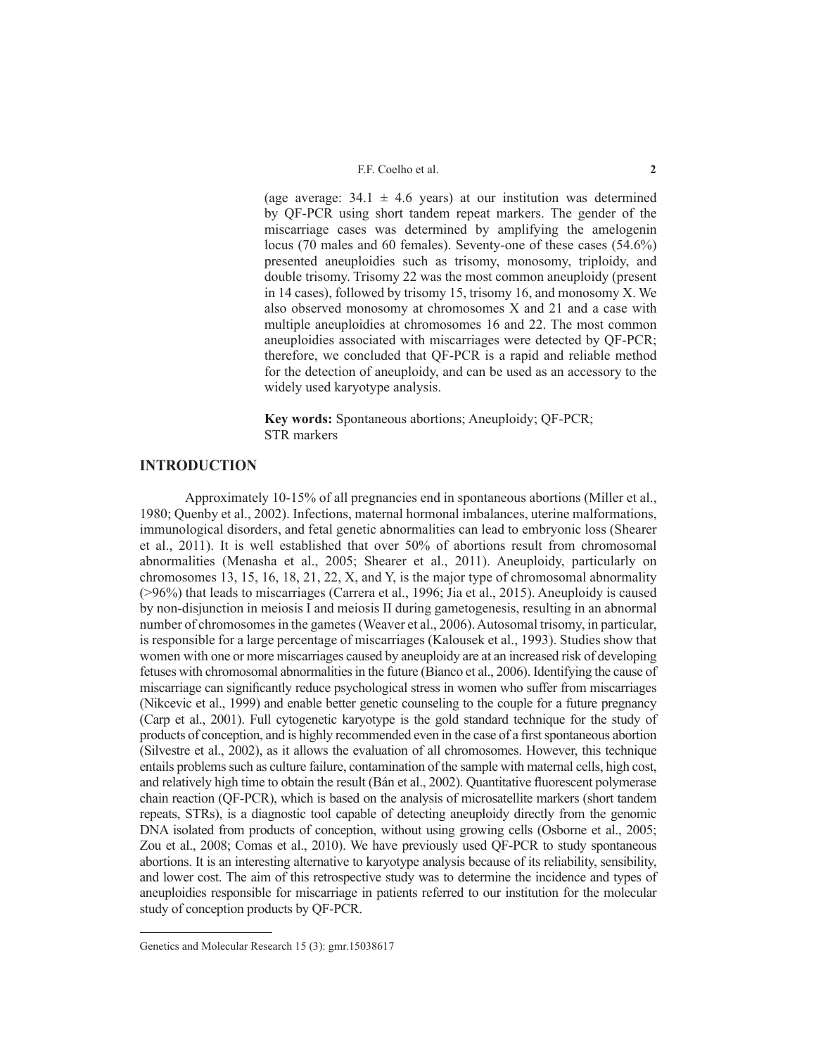(age average: 34.1 ± 4.6 years) at our institution was determined by QF-PCR using short tandem repeat markers. The gender of the miscarriage cases was determined by amplifying the amelogenin locus (70 males and 60 females). Seventy-one of these cases (54.6%) presented aneuploidies such as trisomy, monosomy, triploidy, and double trisomy. Trisomy 22 was the most common aneuploidy (present in 14 cases), followed by trisomy 15, trisomy 16, and monosomy X. We also observed monosomy at chromosomes X and 21 and a case with multiple aneuploidies at chromosomes 16 and 22. The most common aneuploidies associated with miscarriages were detected by QF-PCR; therefore, we concluded that QF-PCR is a rapid and reliable method for the detection of aneuploidy, and can be used as an accessory to the widely used karyotype analysis.

**Key words:** Spontaneous abortions; Aneuploidy; QF-PCR; STR markers

## INTRODUCTION

Approximately 10-15% of all pregnancies end in spontaneous abortions (Miller et al., 1980; Quenby et al., 2002). Infections, maternal hormonal imbalances, uterine malformations, immunological disorders, and fetal genetic abnormalities can lead to embryonic loss (Shearer et al., 2011). It is well established that over 50% of abortions result from chromosomal abnormalities (Menasha et al., 2005; Shearer et al., 2011). Aneuploidy, particularly on chromosomes 13, 15, 16, 18, 21, 22, X, and Y, is the major type of chromosomal abnormality (>96%) that leads to miscarriages (Carrera et al., 1996; Jia et al., 2015). Aneuploidy is caused by non-disjunction in meiosis I and meiosis II during gametogenesis, resulting in an abnormal number of chromosomes in the gametes (Weaver et al., 2006). Autosomal trisomy, in particular, is responsible for a large percentage of miscarriages (Kalousek et al., 1993). Studies show that women with one or more miscarriages caused by aneuploidy are at an increased risk of developing fetuses with chromosomal abnormalities in the future (Bianco et al., 2006). Identifying the cause of miscarriage can significantly reduce psychological stress in women who suffer from miscarriages (Nikcevic et al., 1999) and enable better genetic counseling to the couple for a future pregnancy (Carp et al., 2001). Full cytogenetic karyotype is the gold standard technique for the study of products of conception, and is highly recommended even in the case of a first spontaneous abortion (Silvestre et al., 2002), as it allows the evaluation of all chromosomes. However, this technique entails problems such as culture failure, contamination of the sample with maternal cells, high cost, and relatively high time to obtain the result (Bán et al., 2002). Quantitative fluorescent polymerase chain reaction (QF-PCR), which is based on the analysis of microsatellite markers (short tandem repeats, STRs), is a diagnostic tool capable of detecting aneuploidy directly from the genomic DNA isolated from products of conception, without using growing cells (Osborne et al., 2005; Zou et al., 2008; Comas et al., 2010). We have previously used QF-PCR to study spontaneous abortions. It is an interesting alternative to karyotype analysis because of its reliability, sensibility, and lower cost. The aim of this retrospective study was to determine the incidence and types of aneuploidies responsible for miscarriage in patients referred to our institution for the molecular study of conception products by QF-PCR.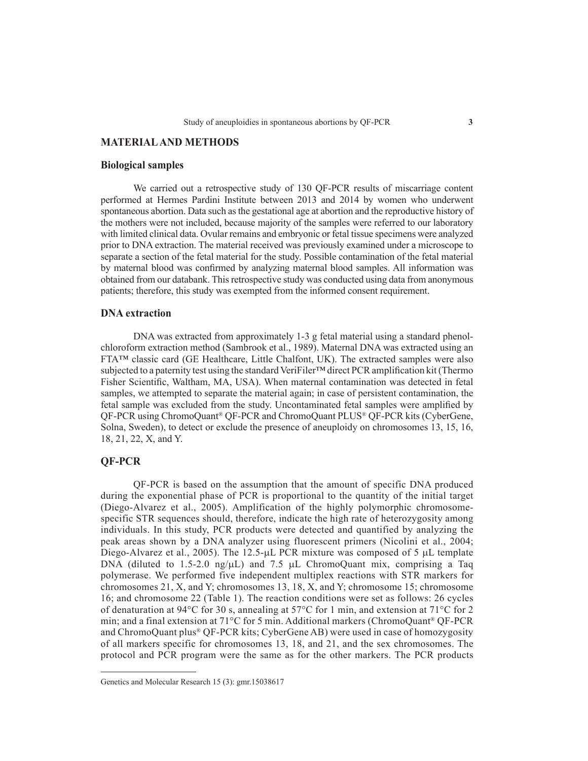## MATERIAL AND METHODS

### Biological samples

We carried out a retrospective study of 130 QF-PCR results of miscarriage content performed at Hermes Pardini Institute between 2013 and 2014 by women who underwent spontaneous abortion. Data such as the gestational age at abortion and the reproductive history of the mothers were not included, because majority of the samples were referred to our laboratory with limited clinical data. Ovular remains and embryonic or fetal tissue specimens were analyzed prior to DNA extraction. The material received was previously examined under a microscope to separate a section of the fetal material for the study. Possible contamination of the fetal material by maternal blood was confirmed by analyzing maternal blood samples. All information was obtained from our databank. This retrospective study was conducted using data from anonymous patients; therefore, this study was exempted from the informed consent requirement.

### DNA extraction

DNA was extracted from approximately 1-3 g fetal material using a standard phenol-chloroform extraction method (Sambrook et al., 1989). Maternal DNA was extracted using an FTA™ classic card (GE Healthcare, Little Chalfont, UK). The extracted samples were also subjected to a paternity test using the standard VeriFiler™ direct PCR amplification kit (Thermo Fisher Scientific, Waltham, MA, USA). When maternal contamination was detected in fetal samples, we attempted to separate the material again; in case of persistent contamination, the fetal sample was excluded from the study. Uncontaminated fetal samples were amplified by QF-PCR using ChromoQuant® QF-PCR and ChromoQuant PLUS® QF-PCR kits (CyberGene, Solna, Sweden), to detect or exclude the presence of aneuploidy on chromosomes 13, 15, 16, 18, 21, 22, X, and Y.

### QF-PCR

QF-PCR is based on the assumption that the amount of specific DNA produced during the exponential phase of PCR is proportional to the quantity of the initial target (Diego-Alvarez et al., 2005). Amplification of the highly polymorphic chromosome-specific STR sequences should, therefore, indicate the high rate of heterozygosity among individuals. In this study, PCR products were detected and quantified by analyzing the peak areas shown by a DNA analyzer using fluorescent primers (Nicolini et al., 2004; Diego-Alvarez et al., 2005). The 12.5-μL PCR mixture was composed of 5 μL template DNA (diluted to 1.5-2.0 ng/μL) and 7.5 μL ChromoQuant mix, comprising a Taq polymerase. We performed five independent multiplex reactions with STR markers for chromosomes 21, X, and Y; chromosomes 13, 18, X, and Y; chromosome 15; chromosome 16; and chromosome 22 (Table 1). The reaction conditions were set as follows: 26 cycles of denaturation at 94°C for 30 s, annealing at 57°C for 1 min, and extension at 71°C for 2 min; and a final extension at 71°C for 5 min. Additional markers (ChromoQuant® QF-PCR and ChromoQuant plus® QF-PCR kits; CyberGene AB) were used in case of homozygosity of all markers specific for chromosomes 13, 18, and 21, and the sex chromosomes. The protocol and PCR program were the same as for the other markers. The PCR products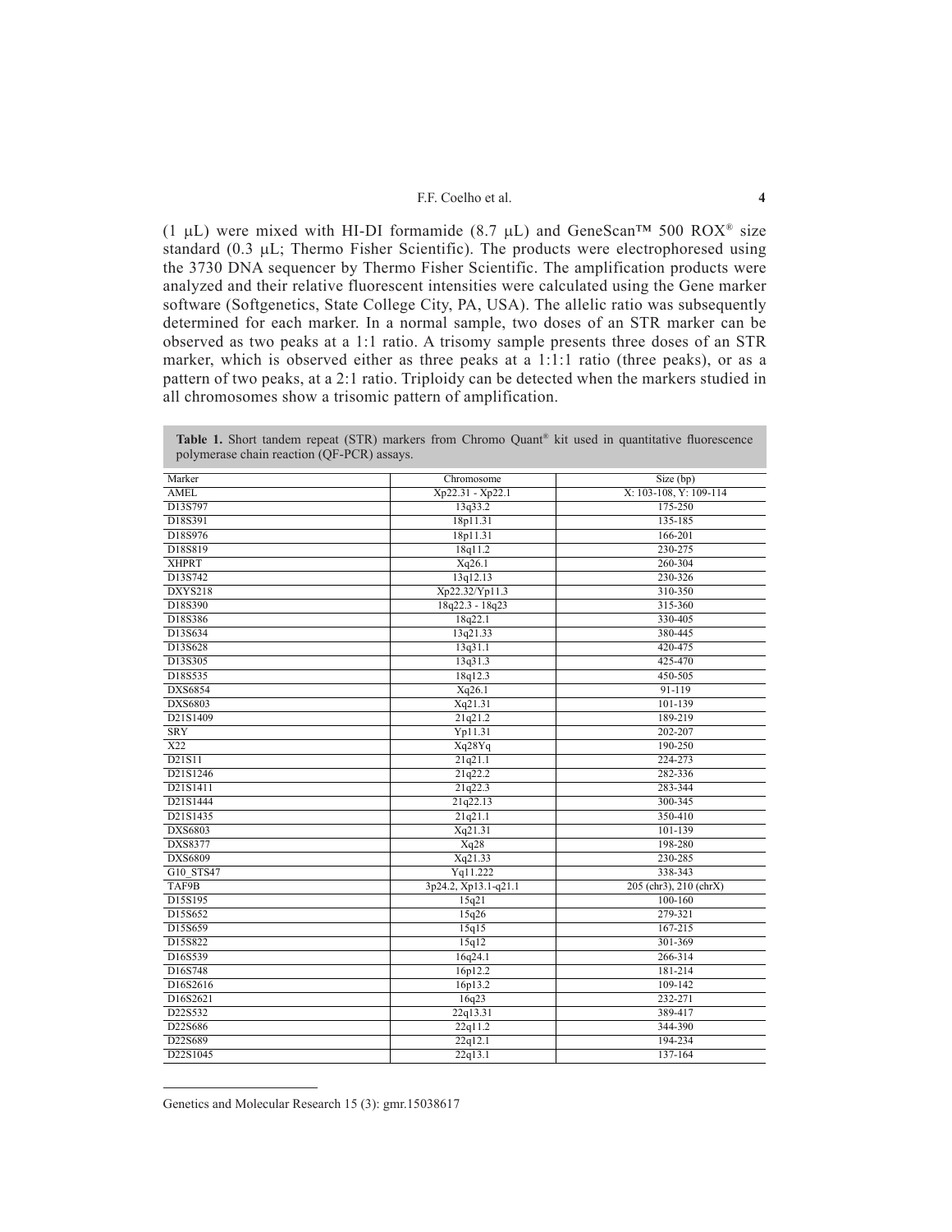(1 μL) were mixed with HI-DI formamide (8.7 μL) and GeneScan™ 500 ROX® size standard (0.3 μL; Thermo Fisher Scientific). The products were electrophoresed using the 3730 DNA sequencer by Thermo Fisher Scientific. The amplification products were analyzed and their relative fluorescent intensities were calculated using the Gene marker software (Softgenetics, State College City, PA, USA). The allelic ratio was subsequently determined for each marker. In a normal sample, two doses of an STR marker can be observed as two peaks at a 1:1 ratio. A trisomy sample presents three doses of an STR marker, which is observed either as three peaks at a 1:1:1 ratio (three peaks), or as a pattern of two peaks, at a 2:1 ratio. Triploidy can be detected when the markers studied in all chromosomes show a trisomic pattern of amplification.

**Table 1.** Short tandem repeat (STR) markers from Chromo Quant® kit used in quantitative fluorescence polymerase chain reaction (QF-PCR) assays.

| Marker | Chromosome | Size (bp) |
|---|---|---|
| AMEL | Xp22.31 - Xp22.1 | X: 103-108, Y: 109-114 |
| D13S797 | 13q33.2 | 175-250 |
| D18S391 | 18p11.31 | 135-185 |
| D18S976 | 18p11.31 | 166-201 |
| D18S819 | 18q11.2 | 230-275 |
| XHPRT | Xq26.1 | 260-304 |
| D13S742 | 13q12.13 | 230-326 |
| DXYS218 | Xp22.32/Yp11.3 | 310-350 |
| D18S390 | 18q22.3 - 18q23 | 315-360 |
| D18S386 | 18q22.1 | 330-405 |
| D13S634 | 13q21.33 | 380-445 |
| D13S628 | 13q31.1 | 420-475 |
| D13S305 | 13q31.3 | 425-470 |
| D18S535 | 18q12.3 | 450-505 |
| DXS6854 | Xq26.1 | 91-119 |
| DXS6803 | Xq21.31 | 101-139 |
| D21S1409 | 21q21.2 | 189-219 |
| SRY | Yp11.31 | 202-207 |
| X22 | Xq28Yq | 190-250 |
| D21S11 | 21q21.1 | 224-273 |
| D21S1246 | 21q22.2 | 282-336 |
| D21S1411 | 21q22.3 | 283-344 |
| D21S1444 | 21q22.13 | 300-345 |
| D21S1435 | 21q21.1 | 350-410 |
| DXS6803 | Xq21.31 | 101-139 |
| DXS8377 | Xq28 | 198-280 |
| DXS6809 | Xq21.33 | 230-285 |
| G10_STS47 | Yq11.222 | 338-343 |
| TAF9B | 3p24.2, Xp13.1-q21.1 | 205 (chr3), 210 (chrX) |
| D15S195 | 15q21 | 100-160 |
| D15S652 | 15q26 | 279-321 |
| D15S659 | 15q15 | 167-215 |
| D15S822 | 15q12 | 301-369 |
| D16S539 | 16q24.1 | 266-314 |
| D16S748 | 16p12.2 | 181-214 |
| D16S2616 | 16p13.2 | 109-142 |
| D16S2621 | 16q23 | 232-271 |
| D22S532 | 22q13.31 | 389-417 |
| D22S686 | 22q11.2 | 344-390 |
| D22S689 | 22q12.1 | 194-234 |
| D22S1045 | 22q13.1 | 137-164 |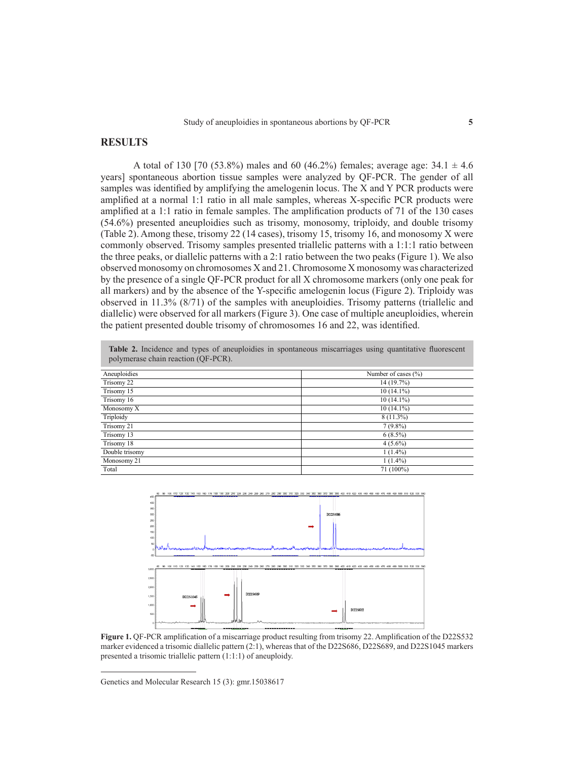## RESULTS

A total of 130 [70 (53.8%) males and 60 (46.2%) females; average age: 34.1 ± 4.6 years] spontaneous abortion tissue samples were analyzed by QF-PCR. The gender of all samples was identified by amplifying the amelogenin locus. The X and Y PCR products were amplified at a normal 1:1 ratio in all male samples, whereas X-specific PCR products were amplified at a 1:1 ratio in female samples. The amplification products of 71 of the 130 cases (54.6%) presented aneuploidies such as trisomy, monosomy, triploidy, and double trisomy (Table 2). Among these, trisomy 22 (14 cases), trisomy 15, trisomy 16, and monosomy X were commonly observed. Trisomy samples presented triallelic patterns with a 1:1:1 ratio between the three peaks, or diallelic patterns with a 2:1 ratio between the two peaks (Figure 1). We also observed monosomy on chromosomes X and 21. Chromosome X monosomy was characterized by the presence of a single QF-PCR product for all X chromosome markers (only one peak for all markers) and by the absence of the Y-specific amelogenin locus (Figure 2). Triploidy was observed in 11.3% (8/71) of the samples with aneuploidies. Trisomy patterns (triallelic and diallelic) were observed for all markers (Figure 3). One case of multiple aneuploidies, wherein the patient presented double trisomy of chromosomes 16 and 22, was identified.

**Table 2.** Incidence and types of aneuploidies in spontaneous miscarriages using quantitative fluorescent polymerase chain reaction (QF-PCR).

| Aneuploidies | Number of cases (%) |
|---|---|
| Trisomy 22 | 14 (19.7%) |
| Trisomy 15 | 10 (14.1%) |
| Trisomy 16 | 10 (14.1%) |
| Monosomy X | 10 (14.1%) |
| Triploidy | 8 (11.3%) |
| Trisomy 21 | 7 (9.8%) |
| Trisomy 13 | 6 (8.5%) |
| Trisomy 18 | 4 (5.6%) |
| Double trisomy | 1 (1.4%) |
| Monosomy 21 | 1 (1.4%) |
| Total | 71 (100%) |

**Figure 1.** QF-PCR amplification of a miscarriage product resulting from trisomy 22. Amplification of the D22S532 marker evidenced a trisomic diallelic pattern (2:1), whereas that of the D22S686, D22S689, and D22S1045 markers presented a trisomic triallelic pattern (1:1:1) of aneuploidy.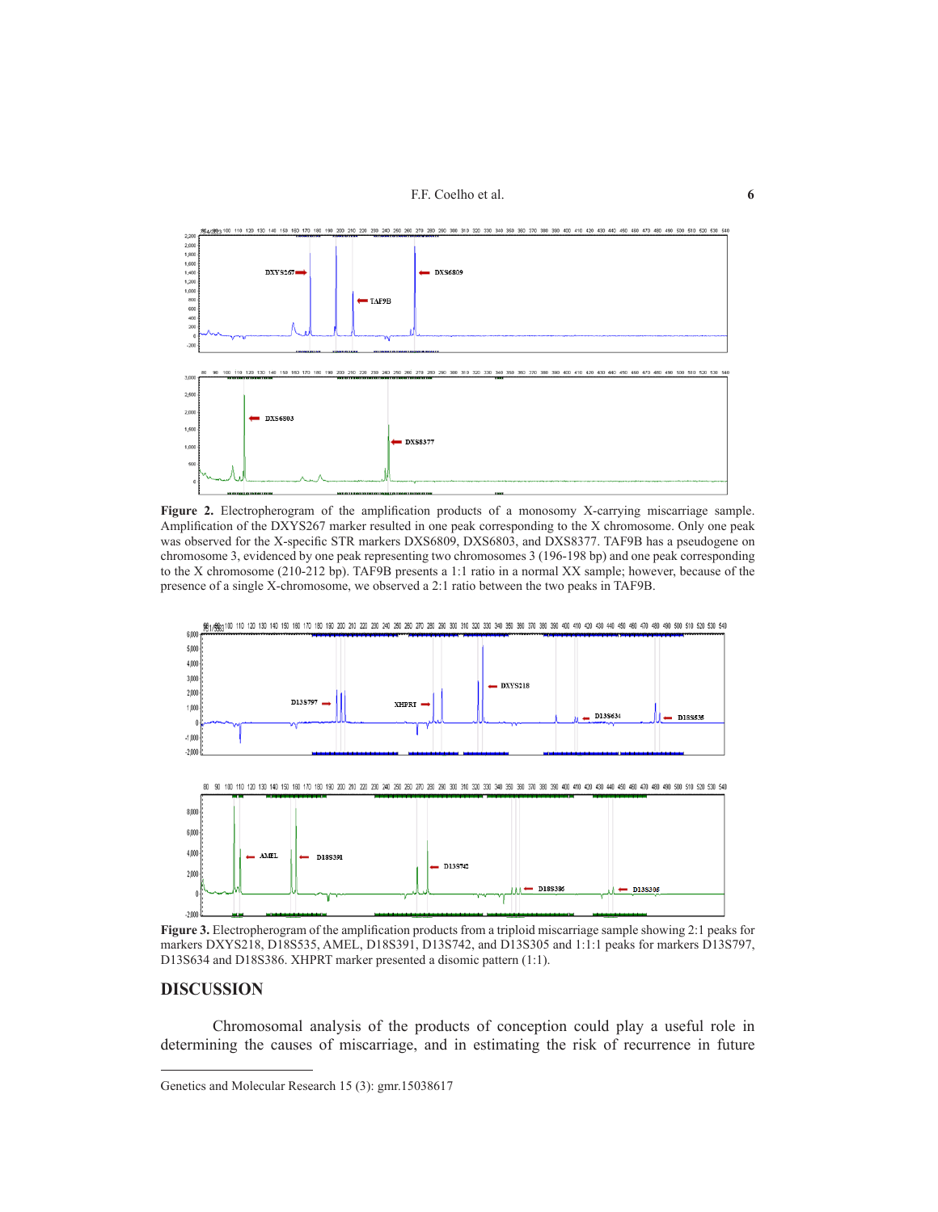**Figure 2.** Electropherogram of the amplification products of a monosomy X-carrying miscarriage sample. Amplification of the DXYS267 marker resulted in one peak corresponding to the X chromosome. Only one peak was observed for the X-specific STR markers DXS6809, DXS6803, and DXS8377. TAF9B has a pseudogene on chromosome 3, evidenced by one peak representing two chromosomes 3 (196-198 bp) and one peak corresponding to the X chromosome (210-212 bp). TAF9B presents a 1:1 ratio in a normal XX sample; however, because of the presence of a single X-chromosome, we observed a 2:1 ratio between the two peaks in TAF9B.

**Figure 3.** Electropherogram of the amplification products from a triploid miscarriage sample showing 2:1 peaks for markers DXYS218, D18S535, AMEL, D18S391, D13S742, and D13S305 and 1:1:1 peaks for markers D13S797, D13S634 and D18S386. XHPRT marker presented a disomic pattern (1:1).

## DISCUSSION

Chromosomal analysis of the products of conception could play a useful role in determining the causes of miscarriage, and in estimating the risk of recurrence in future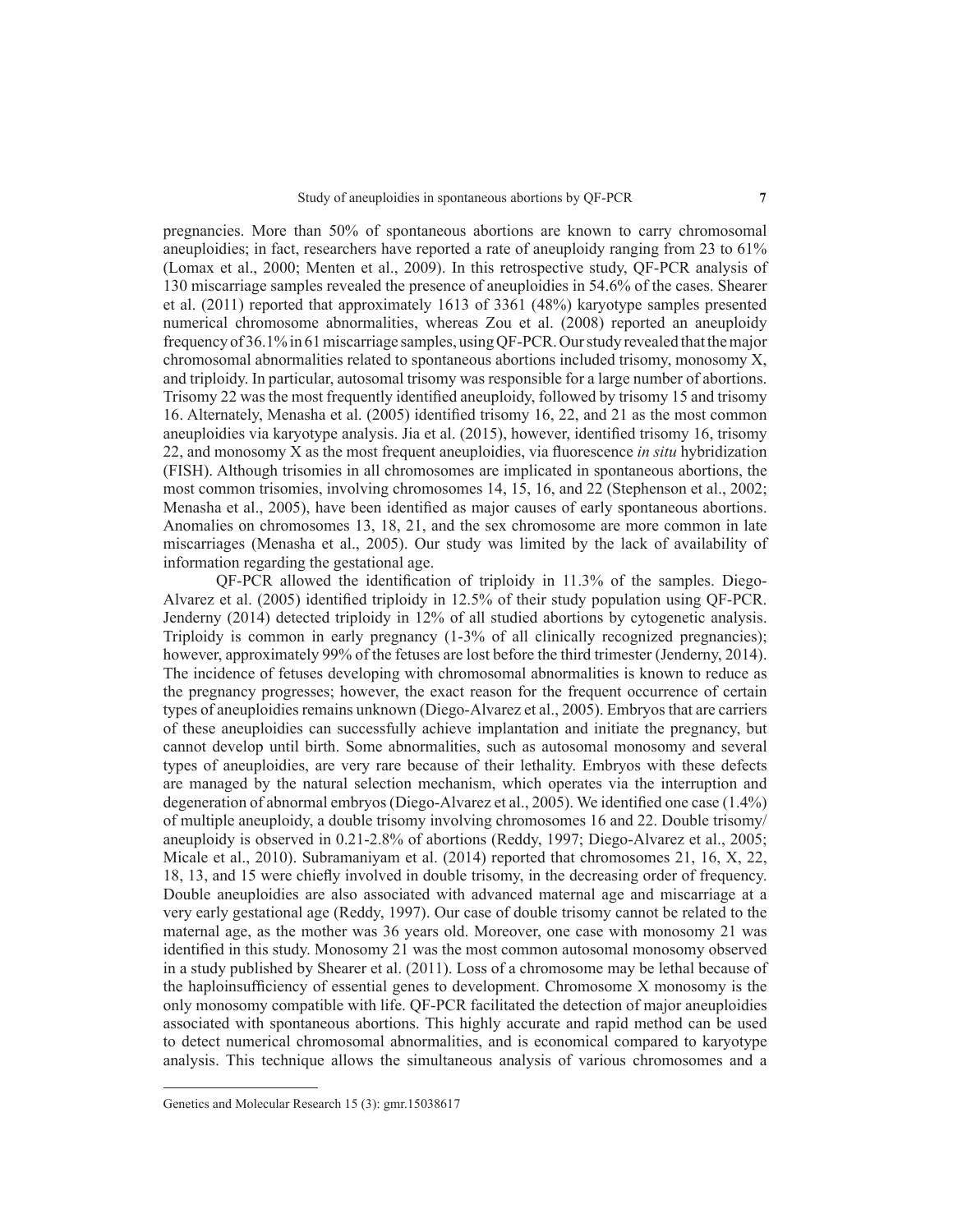pregnancies. More than 50% of spontaneous abortions are known to carry chromosomal aneuploidies; in fact, researchers have reported a rate of aneuploidy ranging from 23 to 61% (Lomax et al., 2000; Menten et al., 2009). In this retrospective study, QF-PCR analysis of 130 miscarriage samples revealed the presence of aneuploidies in 54.6% of the cases. Shearer et al. (2011) reported that approximately 1613 of 3361 (48%) karyotype samples presented numerical chromosome abnormalities, whereas Zou et al. (2008) reported an aneuploidy frequency of 36.1% in 61 miscarriage samples, using QF-PCR. Our study revealed that the major chromosomal abnormalities related to spontaneous abortions included trisomy, monosomy X, and triploidy. In particular, autosomal trisomy was responsible for a large number of abortions. Trisomy 22 was the most frequently identified aneuploidy, followed by trisomy 15 and trisomy 16. Alternately, Menasha et al. (2005) identified trisomy 16, 22, and 21 as the most common aneuploidies via karyotype analysis. Jia et al. (2015), however, identified trisomy 16, trisomy 22, and monosomy X as the most frequent aneuploidies, via fluorescence *in situ* hybridization (FISH). Although trisomies in all chromosomes are implicated in spontaneous abortions, the most common trisomies, involving chromosomes 14, 15, 16, and 22 (Stephenson et al., 2002; Menasha et al., 2005), have been identified as major causes of early spontaneous abortions. Anomalies on chromosomes 13, 18, 21, and the sex chromosome are more common in late miscarriages (Menasha et al., 2005). Our study was limited by the lack of availability of information regarding the gestational age.

QF-PCR allowed the identification of triploidy in 11.3% of the samples. Diego-Alvarez et al. (2005) identified triploidy in 12.5% of their study population using QF-PCR. Jenderny (2014) detected triploidy in 12% of all studied abortions by cytogenetic analysis. Triploidy is common in early pregnancy (1-3% of all clinically recognized pregnancies); however, approximately 99% of the fetuses are lost before the third trimester (Jenderny, 2014). The incidence of fetuses developing with chromosomal abnormalities is known to reduce as the pregnancy progresses; however, the exact reason for the frequent occurrence of certain types of aneuploidies remains unknown (Diego-Alvarez et al., 2005). Embryos that are carriers of these aneuploidies can successfully achieve implantation and initiate the pregnancy, but cannot develop until birth. Some abnormalities, such as autosomal monosomy and several types of aneuploidies, are very rare because of their lethality. Embryos with these defects are managed by the natural selection mechanism, which operates via the interruption and degeneration of abnormal embryos (Diego-Alvarez et al., 2005). We identified one case (1.4%) of multiple aneuploidy, a double trisomy involving chromosomes 16 and 22. Double trisomy/aneuploidy is observed in 0.21-2.8% of abortions (Reddy, 1997; Diego-Alvarez et al., 2005; Micale et al., 2010). Subramaniyam et al. (2014) reported that chromosomes 21, 16, X, 22, 18, 13, and 15 were chiefly involved in double trisomy, in the decreasing order of frequency. Double aneuploidies are also associated with advanced maternal age and miscarriage at a very early gestational age (Reddy, 1997). Our case of double trisomy cannot be related to the maternal age, as the mother was 36 years old. Moreover, one case with monosomy 21 was identified in this study. Monosomy 21 was the most common autosomal monosomy observed in a study published by Shearer et al. (2011). Loss of a chromosome may be lethal because of the haploinsufficiency of essential genes to development. Chromosome X monosomy is the only monosomy compatible with life. QF-PCR facilitated the detection of major aneuploidies associated with spontaneous abortions. This highly accurate and rapid method can be used to detect numerical chromosomal abnormalities, and is economical compared to karyotype analysis. This technique allows the simultaneous analysis of various chromosomes and a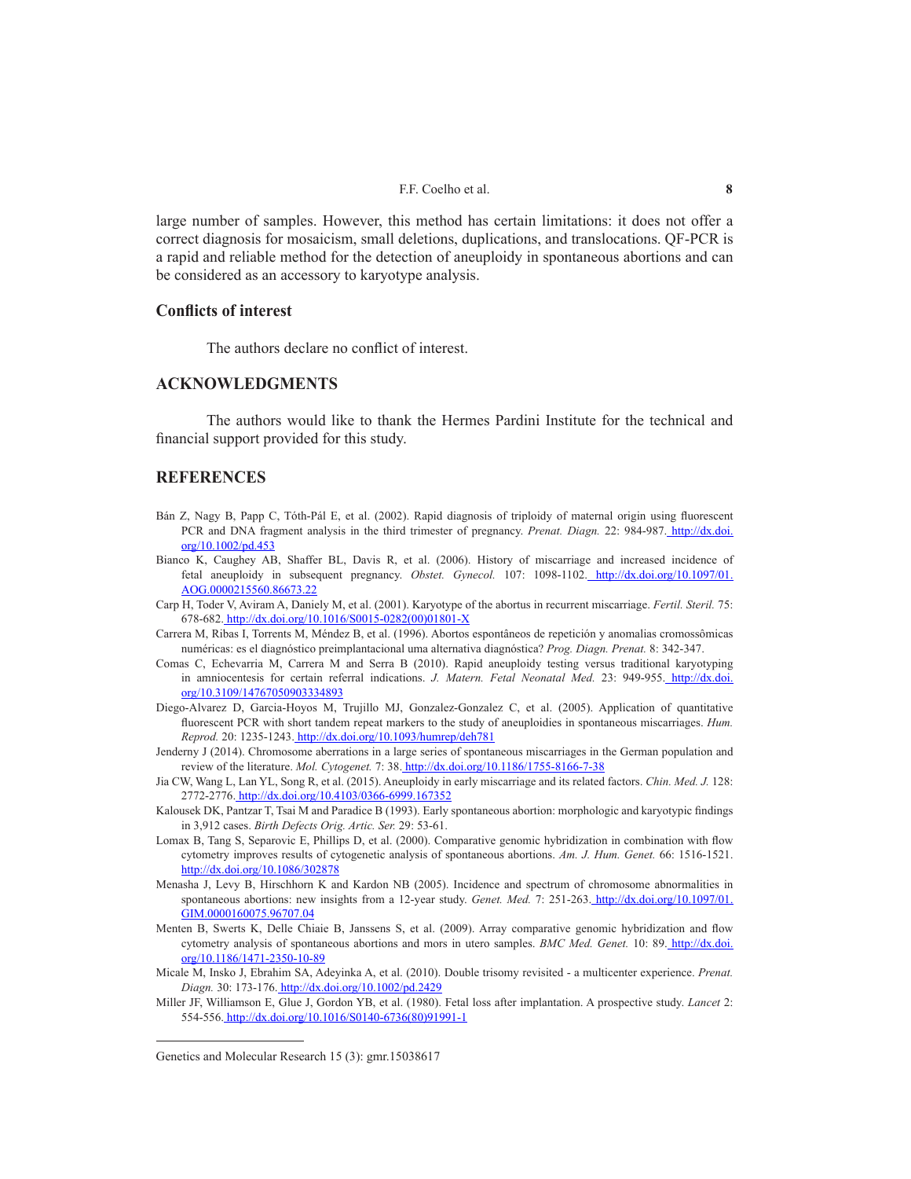large number of samples. However, this method has certain limitations: it does not offer a correct diagnosis for mosaicism, small deletions, duplications, and translocations. QF-PCR is a rapid and reliable method for the detection of aneuploidy in spontaneous abortions and can be considered as an accessory to karyotype analysis.

### Conflicts of interest

The authors declare no conflict of interest.

## ACKNOWLEDGMENTS

The authors would like to thank the Hermes Pardini Institute for the technical and financial support provided for this study.

## REFERENCES

Bán Z, Nagy B, Papp C, Tóth-Pál E, et al. (2002). Rapid diagnosis of triploidy of maternal origin using fluorescent PCR and DNA fragment analysis in the third trimester of pregnancy. *Prenat. Diagn.* 22: 984-987. http://dx.doi.org/10.1002/pd.453

Bianco K, Caughey AB, Shaffer BL, Davis R, et al. (2006). History of miscarriage and increased incidence of fetal aneuploidy in subsequent pregnancy. *Obstet. Gynecol.* 107: 1098-1102. http://dx.doi.org/10.1097/01.AOG.0000215560.86673.22

Carp H, Toder V, Aviram A, Daniely M, et al. (2001). Karyotype of the abortus in recurrent miscarriage. *Fertil. Steril.* 75: 678-682. http://dx.doi.org/10.1016/S0015-0282(00)01801-X

Carrera M, Ribas I, Torrents M, Méndez B, et al. (1996). Abortos espontâneos de repetición y anomalias cromossômicas numéricas: es el diagnóstico preimplantacional uma alternativa diagnóstica? *Prog. Diagn. Prenat.* 8: 342-347.

Comas C, Echevarria M, Carrera M and Serra B (2010). Rapid aneuploidy testing versus traditional karyotyping in amniocentesis for certain referral indications. *J. Matern. Fetal Neonatal Med.* 23: 949-955. http://dx.doi.org/10.3109/14767050903334893

Diego-Alvarez D, Garcia-Hoyos M, Trujillo MJ, Gonzalez-Gonzalez C, et al. (2005). Application of quantitative fluorescent PCR with short tandem repeat markers to the study of aneuploidies in spontaneous miscarriages. *Hum. Reprod.* 20: 1235-1243. http://dx.doi.org/10.1093/humrep/deh781

Jenderny J (2014). Chromosome aberrations in a large series of spontaneous miscarriages in the German population and review of the literature. *Mol. Cytogenet.* 7: 38. http://dx.doi.org/10.1186/1755-8166-7-38

Jia CW, Wang L, Lan YL, Song R, et al. (2015). Aneuploidy in early miscarriage and its related factors. *Chin. Med. J.* 128: 2772-2776. http://dx.doi.org/10.4103/0366-6999.167352

Kalousek DK, Pantzar T, Tsai M and Paradice B (1993). Early spontaneous abortion: morphologic and karyotypic findings in 3,912 cases. *Birth Defects Orig. Artic. Ser.* 29: 53-61.

Lomax B, Tang S, Separovic E, Phillips D, et al. (2000). Comparative genomic hybridization in combination with flow cytometry improves results of cytogenetic analysis of spontaneous abortions. *Am. J. Hum. Genet.* 66: 1516-1521. http://dx.doi.org/10.1086/302878

Menasha J, Levy B, Hirschhorn K and Kardon NB (2005). Incidence and spectrum of chromosome abnormalities in spontaneous abortions: new insights from a 12-year study. *Genet. Med.* 7: 251-263. http://dx.doi.org/10.1097/01.GIM.0000160075.96707.04

Menten B, Swerts K, Delle Chiaie B, Janssens S, et al. (2009). Array comparative genomic hybridization and flow cytometry analysis of spontaneous abortions and mors in utero samples. *BMC Med. Genet.* 10: 89. http://dx.doi.org/10.1186/1471-2350-10-89

Micale M, Insko J, Ebrahim SA, Adeyinka A, et al. (2010). Double trisomy revisited - a multicenter experience. *Prenat. Diagn.* 30: 173-176. http://dx.doi.org/10.1002/pd.2429

Miller JF, Williamson E, Glue J, Gordon YB, et al. (1980). Fetal loss after implantation. A prospective study. *Lancet* 2: 554-556. http://dx.doi.org/10.1016/S0140-6736(80)91991-1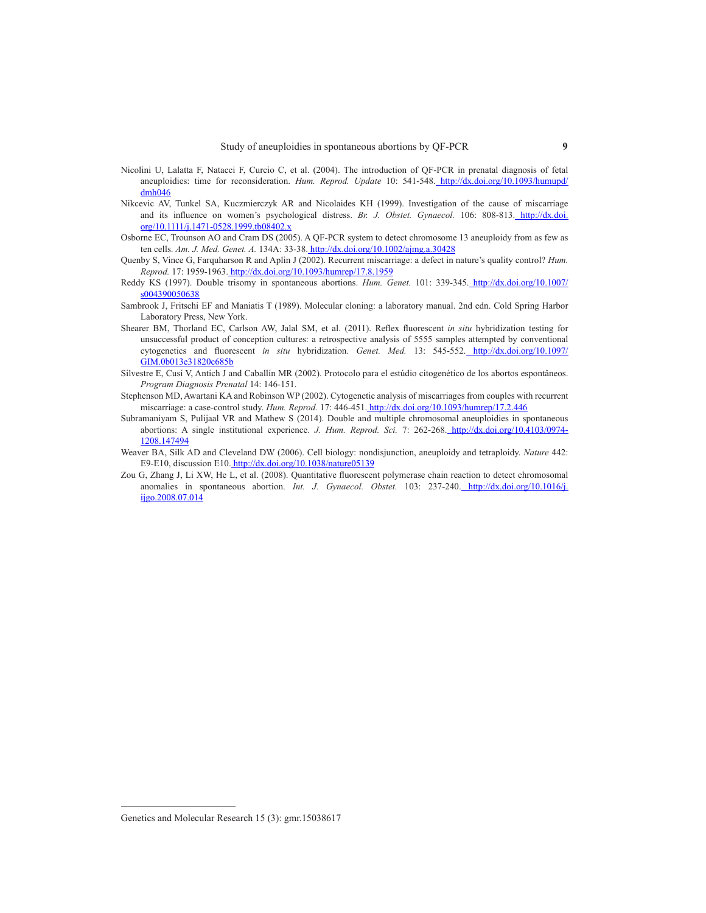Nicolini U, Lalatta F, Natacci F, Curcio C, et al. (2004). The introduction of QF-PCR in prenatal diagnosis of fetal aneuploidies: time for reconsideration. *Hum. Reprod. Update* 10: 541-548. http://dx.doi.org/10.1093/humupd/dmh046

Nikcevic AV, Tunkel SA, Kuczmierczyk AR and Nicolaides KH (1999). Investigation of the cause of miscarriage and its influence on women's psychological distress. *Br. J. Obstet. Gynaecol.* 106: 808-813. http://dx.doi.org/10.1111/j.1471-0528.1999.tb08402.x

Osborne EC, Trounson AO and Cram DS (2005). A QF-PCR system to detect chromosome 13 aneuploidy from as few as ten cells. *Am. J. Med. Genet. A.* 134A: 33-38. http://dx.doi.org/10.1002/ajmg.a.30428

Quenby S, Vince G, Farquharson R and Aplin J (2002). Recurrent miscarriage: a defect in nature's quality control? *Hum. Reprod.* 17: 1959-1963. http://dx.doi.org/10.1093/humrep/17.8.1959

Reddy KS (1997). Double trisomy in spontaneous abortions. *Hum. Genet.* 101: 339-345. http://dx.doi.org/10.1007/s004390050638

Sambrook J, Fritschi EF and Maniatis T (1989). Molecular cloning: a laboratory manual. 2nd edn. Cold Spring Harbor Laboratory Press, New York.

Shearer BM, Thorland EC, Carlson AW, Jalal SM, et al. (2011). Reflex fluorescent *in situ* hybridization testing for unsuccessful product of conception cultures: a retrospective analysis of 5555 samples attempted by conventional cytogenetics and fluorescent *in situ* hybridization. *Genet. Med.* 13: 545-552. http://dx.doi.org/10.1097/GIM.0b013e31820c685b

Silvestre E, Cusí V, Antich J and Caballín MR (2002). Protocolo para el estúdio citogenético de los abortos espontâneos. *Program Diagnosis Prenatal* 14: 146-151.

Stephenson MD, Awartani KA and Robinson WP (2002). Cytogenetic analysis of miscarriages from couples with recurrent miscarriage: a case-control study. *Hum. Reprod.* 17: 446-451. http://dx.doi.org/10.1093/humrep/17.2.446

Subramaniyam S, Pulijaal VR and Mathew S (2014). Double and multiple chromosomal aneuploidies in spontaneous abortions: A single institutional experience. *J. Hum. Reprod. Sci.* 7: 262-268. http://dx.doi.org/10.4103/0974-1208.147494

Weaver BA, Silk AD and Cleveland DW (2006). Cell biology: nondisjunction, aneuploidy and tetraploidy. *Nature* 442: E9-E10, discussion E10. http://dx.doi.org/10.1038/nature05139

Zou G, Zhang J, Li XW, He L, et al. (2008). Quantitative fluorescent polymerase chain reaction to detect chromosomal anomalies in spontaneous abortion. *Int. J. Gynaecol. Obstet.* 103: 237-240. http://dx.doi.org/10.1016/j.ijgo.2008.07.014